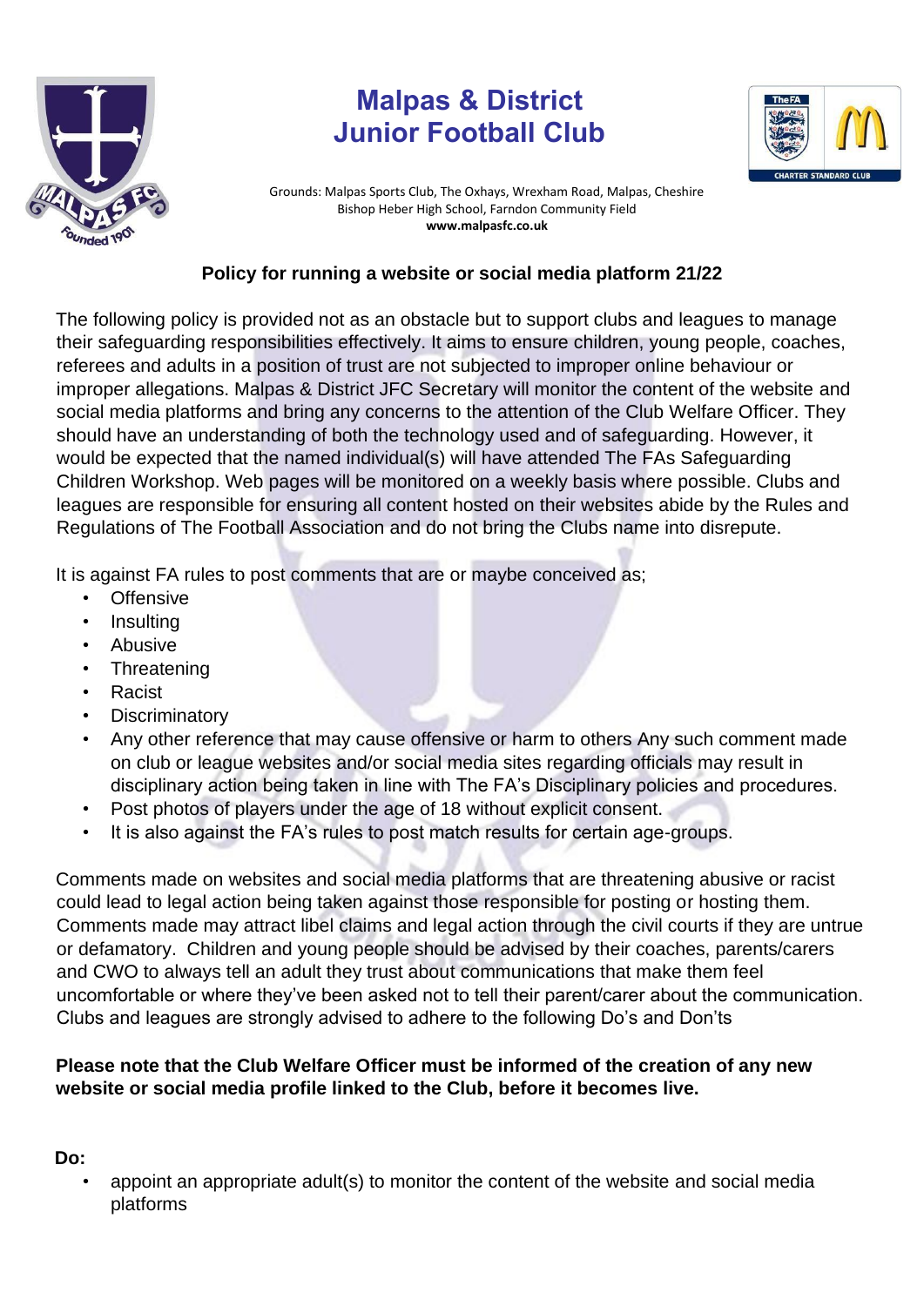# Malpas & District Junior Football Club

Grounds: Malpas Sports Club, The Oxhays, Wrexham Road, Malpas, Cheshire
Bishop Heber High School, Farndon Community Field
**www.malpasfc.co.uk**

## Policy for running a website or social media platform 21/22

The following policy is provided not as an obstacle but to support clubs and leagues to manage their safeguarding responsibilities effectively. It aims to ensure children, young people, coaches, referees and adults in a position of trust are not subjected to improper online behaviour or improper allegations. Malpas & District JFC Secretary will monitor the content of the website and social media platforms and bring any concerns to the attention of the Club Welfare Officer. They should have an understanding of both the technology used and of safeguarding. However, it would be expected that the named individual(s) will have attended The FAs Safeguarding Children Workshop. Web pages will be monitored on a weekly basis where possible. Clubs and leagues are responsible for ensuring all content hosted on their websites abide by the Rules and Regulations of The Football Association and do not bring the Clubs name into disrepute.

It is against FA rules to post comments that are or maybe conceived as;

- Offensive
- Insulting
- Abusive
- Threatening
- Racist
- Discriminatory
- Any other reference that may cause offensive or harm to others Any such comment made on club or league websites and/or social media sites regarding officials may result in disciplinary action being taken in line with The FA's Disciplinary policies and procedures.
- Post photos of players under the age of 18 without explicit consent.
- It is also against the FA's rules to post match results for certain age-groups.

Comments made on websites and social media platforms that are threatening abusive or racist could lead to legal action being taken against those responsible for posting or hosting them. Comments made may attract libel claims and legal action through the civil courts if they are untrue or defamatory. Children and young people should be advised by their coaches, parents/carers and CWO to always tell an adult they trust about communications that make them feel uncomfortable or where they've been asked not to tell their parent/carer about the communication. Clubs and leagues are strongly advised to adhere to the following Do's and Don'ts

**Please note that the Club Welfare Officer must be informed of the creation of any new website or social media profile linked to the Club, before it becomes live.**

**Do:**

- appoint an appropriate adult(s) to monitor the content of the website and social media platforms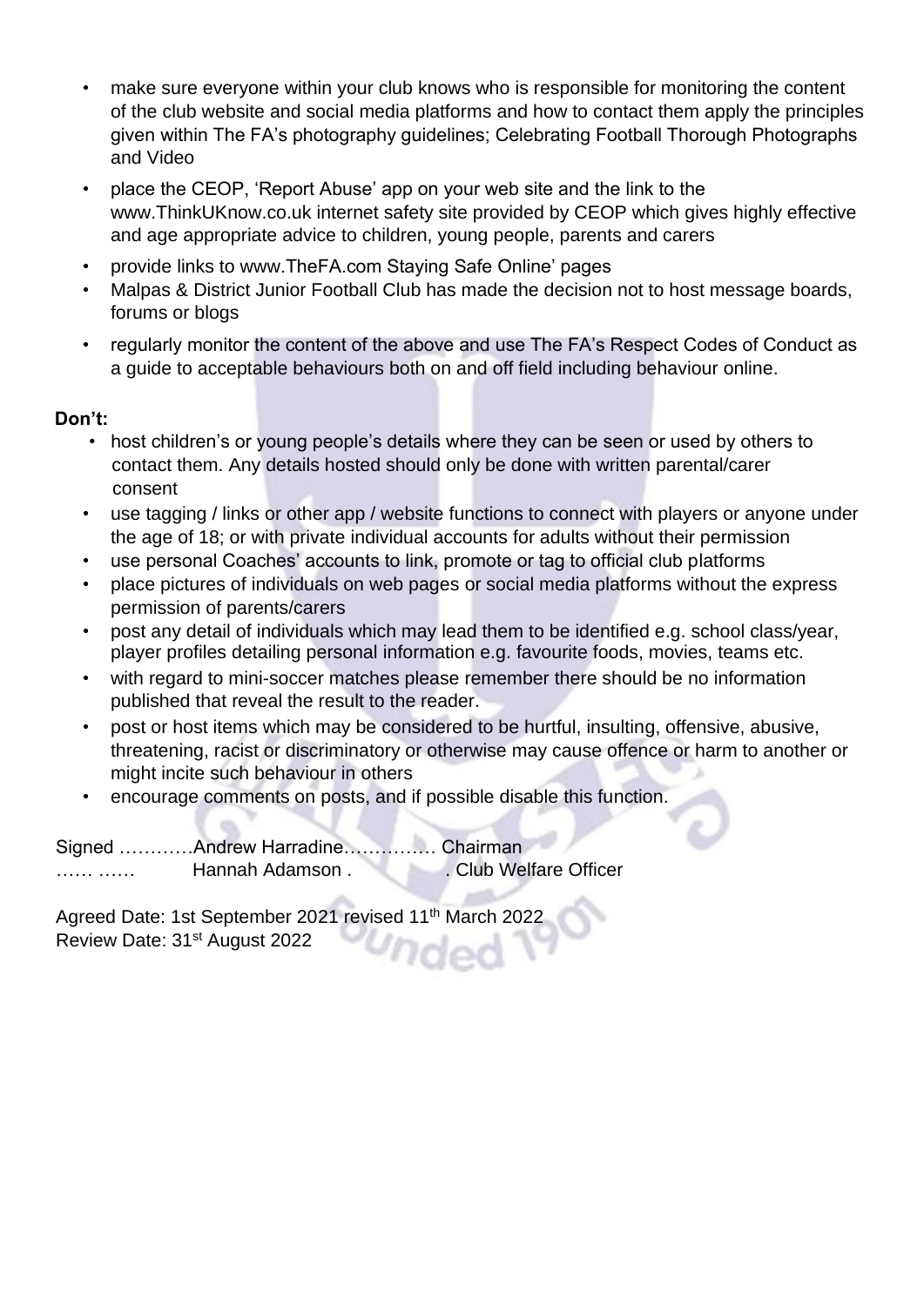- make sure everyone within your club knows who is responsible for monitoring the content of the club website and social media platforms and how to contact them apply the principles given within The FA's photography guidelines; Celebrating Football Thorough Photographs and Video
- place the CEOP, 'Report Abuse' app on your web site and the link to the www.ThinkUKnow.co.uk internet safety site provided by CEOP which gives highly effective and age appropriate advice to children, young people, parents and carers
- provide links to www.TheFA.com Staying Safe Online' pages
- Malpas & District Junior Football Club has made the decision not to host message boards, forums or blogs
- regularly monitor the content of the above and use The FA's Respect Codes of Conduct as a guide to acceptable behaviours both on and off field including behaviour online.

**Don't:**

- host children's or young people's details where they can be seen or used by others to contact them. Any details hosted should only be done with written parental/carer consent
- use tagging / links or other app / website functions to connect with players or anyone under the age of 18; or with private individual accounts for adults without their permission
- use personal Coaches' accounts to link, promote or tag to official club platforms
- place pictures of individuals on web pages or social media platforms without the express permission of parents/carers
- post any detail of individuals which may lead them to be identified e.g. school class/year, player profiles detailing personal information e.g. favourite foods, movies, teams etc.
- with regard to mini-soccer matches please remember there should be no information published that reveal the result to the reader.
- post or host items which may be considered to be hurtful, insulting, offensive, abusive, threatening, racist or discriminatory or otherwise may cause offence or harm to another or might incite such behaviour in others
- encourage comments on posts, and if possible disable this function.

Signed …………Andrew Harradine…………… Chairman
…… …… Hannah Adamson . . Club Welfare Officer

Agreed Date: 1st September 2021 revised 11th March 2022
Review Date: 31st August 2022